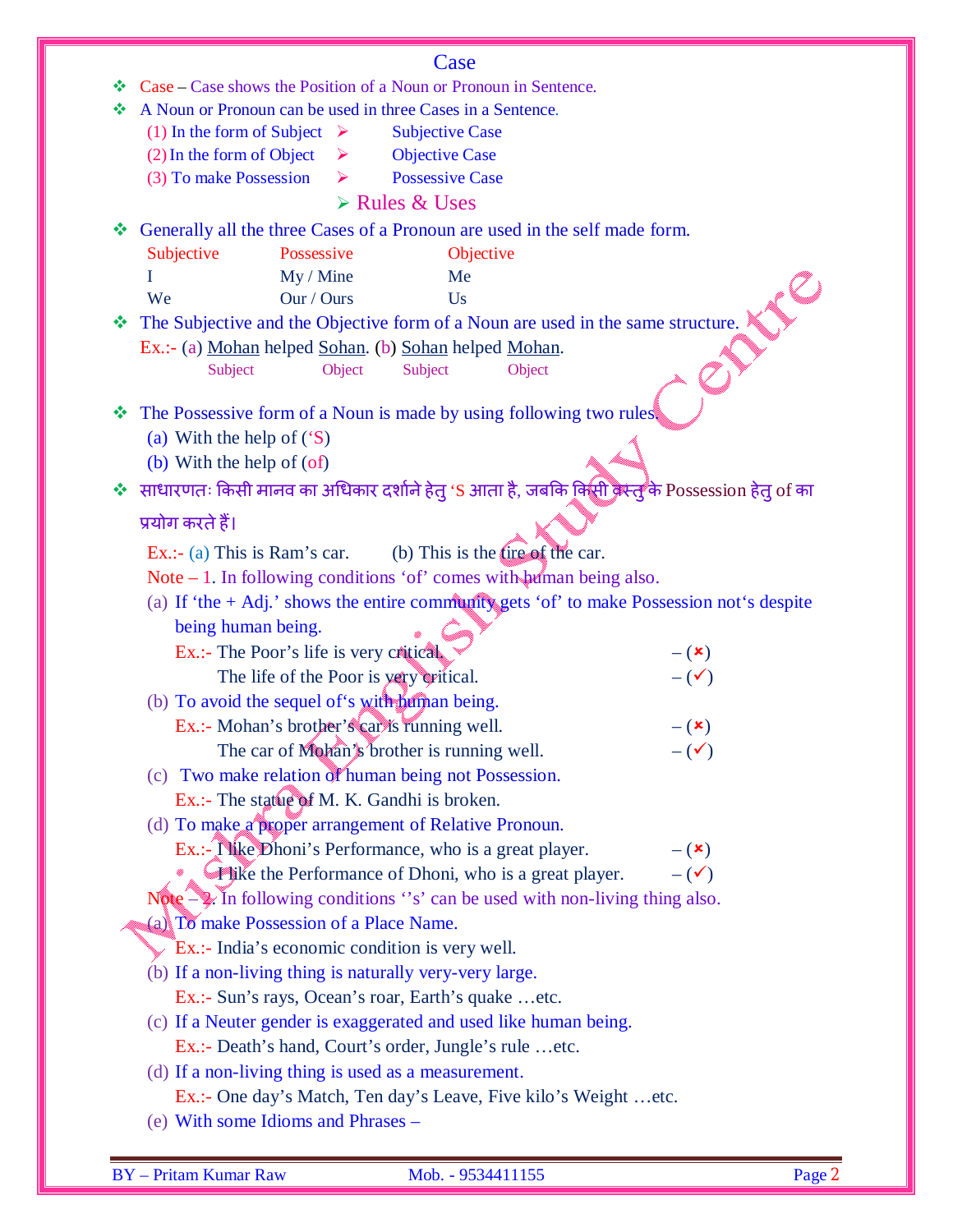# Case

- Case – Case shows the Position of a Noun or Pronoun in Sentence.
- A Noun or Pronoun can be used in three Cases in a Sentence.
  - (1) In the form of Subject ➢ Subjective Case
  - (2) In the form of Object ➢ Objective Case
  - (3) To make Possession ➢ Possessive Case

## ➢ Rules & Uses

- Generally all the three Cases of a Pronoun are used in the self made form.

| Subjective | Possessive | Objective |
|---|---|---|
| I | My / Mine | Me |
| We | Our / Ours | Us |

- The Subjective and the Objective form of a Noun are used in the same structure.

  Ex.:- (a) Mohan (Subject) helped Sohan (Object). (b) Sohan (Subject) helped Mohan (Object).

- The Possessive form of a Noun is made by using following two rules.
  - (a) With the help of ('S)
  - (b) With the help of (of)
- साधारणतः किसी मानव का अधिकार दर्शाने हेतु 'S आता है, जबकि किसी वस्तु के Possession हेतु of का प्रयोग करते हैं।

  Ex.:- (a) This is Ram's car. (b) This is the tire of the car.

  Note – 1. In following conditions 'of' comes with human being also.

  (a) If 'the + Adj.' shows the entire community gets 'of' to make Possession not's despite being human being.

  Ex.:- The Poor's life is very critical. – (×)
  The life of the Poor is very critical. – (✓)

  (b) To avoid the sequel of's with human being.

  Ex.:- Mohan's brother's car is running well. – (×)
  The car of Mohan's brother is running well. – (✓)

  (c) Two make relation of human being not Possession.

  Ex.:- The statue of M. K. Gandhi is broken.

  (d) To make a proper arrangement of Relative Pronoun.

  Ex.:- I like Dhoni's Performance, who is a great player. – (×)
  I like the Performance of Dhoni, who is a great player. – (✓)

  Note – 2. In following conditions ''s' can be used with non-living thing also.

  (a) To make Possession of a Place Name.

  Ex.:- India's economic condition is very well.

  (b) If a non-living thing is naturally very-very large.

  Ex.:- Sun's rays, Ocean's roar, Earth's quake …etc.

  (c) If a Neuter gender is exaggerated and used like human being.

  Ex.:- Death's hand, Court's order, Jungle's rule …etc.

  (d) If a non-living thing is used as a measurement.

  Ex.:- One day's Match, Ten day's Leave, Five kilo's Weight …etc.

  (e) With some Idioms and Phrases –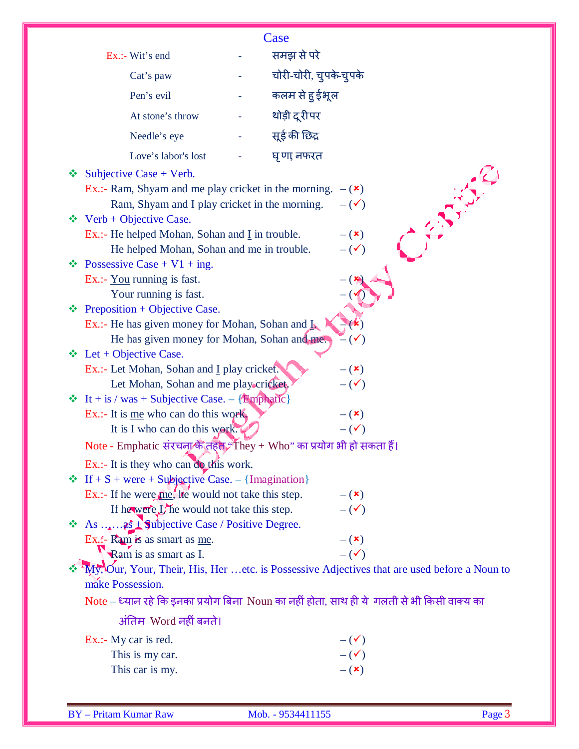## Case

Ex.:- Wit's end - समझ से परे

Cat's paw - चोरी-चोरी, चुपके-चुपके

Pen's evil - कलम से हुई भूल

At stone's throw - थोड़ी दूरी पर

Needle's eye - सूई की छिद्र

Love's labor's lost - घृणा, नफरत

- Subjective Case + Verb.

  Ex.:- Ram, Shyam and <u>me</u> play cricket in the morning. – (✗)

  Ram, Shyam and I play cricket in the morning. – (✓)

- Verb + Objective Case.

  Ex.:- He helped Mohan, Sohan and <u>I</u> in trouble. – (✗)

  He helped Mohan, Sohan and me in trouble. – (✓)

- Possessive Case + V1 + ing.

  Ex.:- <u>You</u> running is fast. – (✗)

  Your running is fast. – (✓)

- Preposition + Objective Case.

  Ex.:- He has given money for Mohan, Sohan and <u>I</u>. – (✗)

  He has given money for Mohan, Sohan and me. – (✓)

- Let + Objective Case.

  Ex.:- Let Mohan, Sohan and <u>I</u> play cricket. – (✗)

  Let Mohan, Sohan and me play cricket. – (✓)

- It + is / was + Subjective Case. – {Emphatic}

  Ex.:- It is <u>me</u> who can do this work. – (✗)

  It is I who can do this work. – (✓)

  Note - Emphatic संरचना के तहत "They + Who" का प्रयोग भी हो सकता हैं।

  Ex.:- It is they who can do this work.

- If + S + were + Subjective Case. – {Imagination}

  Ex.:- If he were <u>me</u>, he would not take this step. – (✗)

  If he were I, he would not take this step. – (✓)

- As ……as + Subjective Case / Positive Degree.

  Ex.:- Ram is as smart as <u>me</u>. – (✗)

  Ram is as smart as I. – (✓)

- My, Our, Your, Their, His, Her …etc. is Possessive Adjectives that are used before a Noun to make Possession.

  Note – ध्यान रहे कि इनका प्रयोग बिना Noun का नहीं होता, साथ ही ये गलती से भी किसी वाक्य का अंतिम Word नहीं बनते।

  Ex.:- My car is red. – (✓)

  This is my car. – (✓)

  This car is my. – (✗)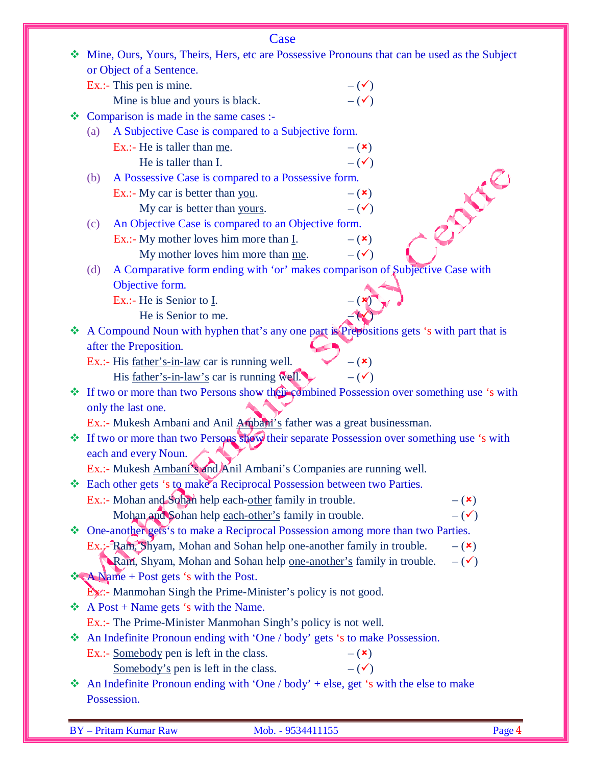# Case

- Mine, Ours, Yours, Theirs, Hers, etc are Possessive Pronouns that can be used as the Subject or Object of a Sentence.

  Ex.:- This pen is mine. – (✓)
  
  Mine is blue and yours is black. – (✓)

- Comparison is made in the same cases :-

  (a) A Subjective Case is compared to a Subjective form.
  
  Ex.:- He is taller than <u>me</u>. – (✗)
  
  He is taller than I. – (✓)
  
  (b) A Possessive Case is compared to a Possessive form.
  
  Ex.:- My car is better than <u>you</u>. – (✗)
  
  My car is better than <u>yours</u>. – (✓)
  
  (c) An Objective Case is compared to an Objective form.
  
  Ex.:- My mother loves him more than <u>I</u>. – (✗)
  
  My mother loves him more than <u>me</u>. – (✓)
  
  (d) A Comparative form ending with 'or' makes comparison of Subjective Case with Objective form.
  
  Ex.:- He is Senior to <u>I</u>. – (✗)
  
  He is Senior to me. – (✓)

- A Compound Noun with hyphen that's any one part is Prepositions gets 's with part that is after the Preposition.

  Ex.:- His <u>father's-in-law</u> car is running well. – (✗)
  
  His <u>father's-in-law's</u> car is running well. – (✓)

- If two or more than two Persons show their combined Possession over something use 's with only the last one.

  Ex.:- Mukesh Ambani and Anil <u>Ambani's</u> father was a great businessman.

- If two or more than two Persons show their separate Possession over something use 's with each and every Noun.

  Ex.:- Mukesh <u>Ambani's</u> and Anil Ambani's Companies are running well.

- Each other gets 's to make a Reciprocal Possession between two Parties.

  Ex.:- Mohan and Sohan help each-<u>other</u> family in trouble. – (✗)
  
  Mohan and Sohan help <u>each-other's</u> family in trouble. – (✓)

- One-another gets's to make a Reciprocal Possession among more than two Parties.

  Ex.:- Ram, Shyam, Mohan and Sohan help one-another family in trouble. – (✗)
  
  Ram, Shyam, Mohan and Sohan help <u>one-another's</u> family in trouble. – (✓)

- A Name + Post gets 's with the Post.

  Ex.:- Manmohan Singh the Prime-Minister's policy is not good.

- A Post + Name gets 's with the Name.

  Ex.:- The Prime-Minister Manmohan Singh's policy is not well.

- An Indefinite Pronoun ending with 'One / body' gets 's to make Possession.

  Ex.:- <u>Somebody</u> pen is left in the class. – (✗)
  
  <u>Somebody's</u> pen is left in the class. – (✓)

- An Indefinite Pronoun ending with 'One / body' + else, get 's with the else to make Possession.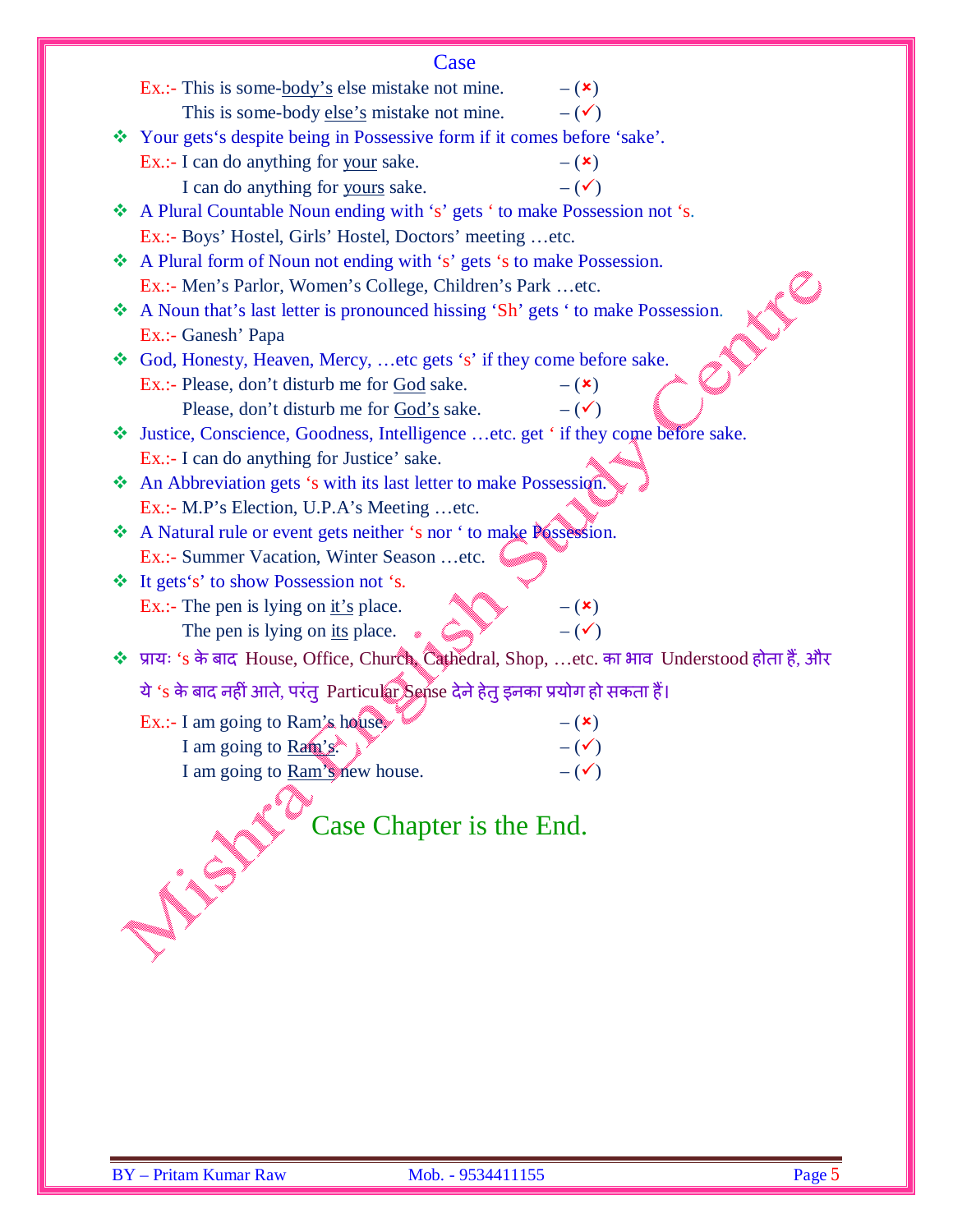## Case

Ex.:- This is some-body's else mistake not mine. – (✗)

This is some-body else's mistake not mine. – (✓)

- Your gets's despite being in Possessive form if it comes before 'sake'.

  Ex.:- I can do anything for your sake. – (✗)

  I can do anything for yours sake. – (✓)

- A Plural Countable Noun ending with 's' gets ' to make Possession not 's.

  Ex.:- Boys' Hostel, Girls' Hostel, Doctors' meeting …etc.

- A Plural form of Noun not ending with 's' gets 's to make Possession.

  Ex.:- Men's Parlor, Women's College, Children's Park …etc.

- A Noun that's last letter is pronounced hissing 'Sh' gets ' to make Possession.

  Ex.:- Ganesh' Papa

- God, Honesty, Heaven, Mercy, …etc gets 's' if they come before sake.

  Ex.:- Please, don't disturb me for God sake. – (✗)

  Please, don't disturb me for God's sake. – (✓)

- Justice, Conscience, Goodness, Intelligence …etc. get ' if they come before sake.

  Ex.:- I can do anything for Justice' sake.

- An Abbreviation gets 's with its last letter to make Possession.

  Ex.:- M.P's Election, U.P.A's Meeting …etc.

- A Natural rule or event gets neither 's nor ' to make Possession.

  Ex.:- Summer Vacation, Winter Season …etc.

- It gets's' to show Possession not 's.

  Ex.:- The pen is lying on it's place. – (✗)

  The pen is lying on its place. – (✓)

- प्रायः 's के बाद House, Office, Church, Cathedral, Shop, …etc. का भाव Understood होता हैं, और ये 's के बाद नहीं आते, परंतु Particular Sense देने हेतु इनका प्रयोग हो सकता हैं।

  Ex.:- I am going to Ram's house. – (✗)

  I am going to Ram's. – (✓)

  I am going to Ram's new house. – (✓)

## Case Chapter is the End.